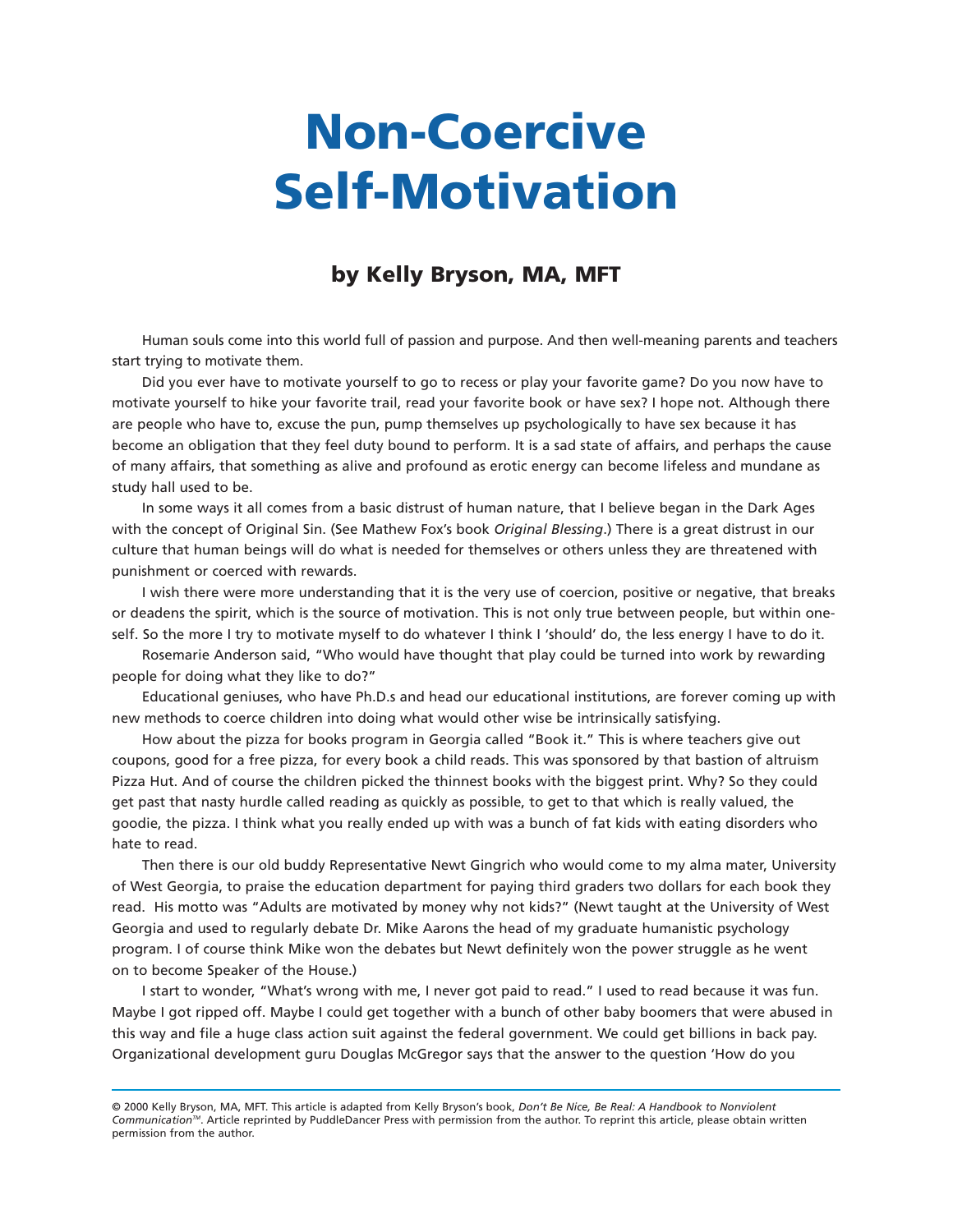# Non-Coercive Self-Motivation

## by Kelly Bryson, MA, MFT

Human souls come into this world full of passion and purpose. And then well-meaning parents and teachers start trying to motivate them.

Did you ever have to motivate yourself to go to recess or play your favorite game? Do you now have to motivate yourself to hike your favorite trail, read your favorite book or have sex? I hope not. Although there are people who have to, excuse the pun, pump themselves up psychologically to have sex because it has become an obligation that they feel duty bound to perform. It is a sad state of affairs, and perhaps the cause of many affairs, that something as alive and profound as erotic energy can become lifeless and mundane as study hall used to be.

In some ways it all comes from a basic distrust of human nature, that I believe began in the Dark Ages with the concept of Original Sin. (See Mathew Fox's book *Original Blessing*.) There is a great distrust in our culture that human beings will do what is needed for themselves or others unless they are threatened with punishment or coerced with rewards.

I wish there were more understanding that it is the very use of coercion, positive or negative, that breaks or deadens the spirit, which is the source of motivation. This is not only true between people, but within oneself. So the more I try to motivate myself to do whatever I think I 'should' do, the less energy I have to do it.

Rosemarie Anderson said, "Who would have thought that play could be turned into work by rewarding people for doing what they like to do?"

Educational geniuses, who have Ph.D.s and head our educational institutions, are forever coming up with new methods to coerce children into doing what would other wise be intrinsically satisfying.

How about the pizza for books program in Georgia called "Book it." This is where teachers give out coupons, good for a free pizza, for every book a child reads. This was sponsored by that bastion of altruism Pizza Hut. And of course the children picked the thinnest books with the biggest print. Why? So they could get past that nasty hurdle called reading as quickly as possible, to get to that which is really valued, the goodie, the pizza. I think what you really ended up with was a bunch of fat kids with eating disorders who hate to read.

Then there is our old buddy Representative Newt Gingrich who would come to my alma mater, University of West Georgia, to praise the education department for paying third graders two dollars for each book they read. His motto was "Adults are motivated by money why not kids?" (Newt taught at the University of West Georgia and used to regularly debate Dr. Mike Aarons the head of my graduate humanistic psychology program. I of course think Mike won the debates but Newt definitely won the power struggle as he went on to become Speaker of the House.)

I start to wonder, "What's wrong with me, I never got paid to read." I used to read because it was fun. Maybe I got ripped off. Maybe I could get together with a bunch of other baby boomers that were abused in this way and file a huge class action suit against the federal government. We could get billions in back pay. Organizational development guru Douglas McGregor says that the answer to the question 'How do you

---

© 2000 Kelly Bryson, MA, MFT. This article is adapted from Kelly Bryson's book, *Don't Be Nice, Be Real: A Handbook to Nonviolent Communication*™. Article reprinted by PuddleDancer Press with permission from the author. To reprint this article, please obtain written permission from the author.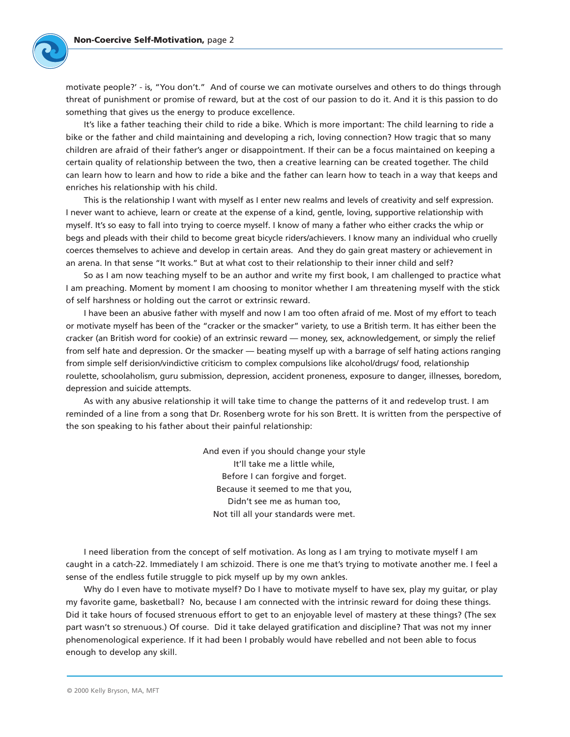motivate people?' - is, "You don't." And of course we can motivate ourselves and others to do things through threat of punishment or promise of reward, but at the cost of our passion to do it. And it is this passion to do something that gives us the energy to produce excellence.

It's like a father teaching their child to ride a bike. Which is more important: The child learning to ride a bike or the father and child maintaining and developing a rich, loving connection? How tragic that so many children are afraid of their father's anger or disappointment. If their can be a focus maintained on keeping a certain quality of relationship between the two, then a creative learning can be created together. The child can learn how to learn and how to ride a bike and the father can learn how to teach in a way that keeps and enriches his relationship with his child.

This is the relationship I want with myself as I enter new realms and levels of creativity and self expression. I never want to achieve, learn or create at the expense of a kind, gentle, loving, supportive relationship with myself. It's so easy to fall into trying to coerce myself. I know of many a father who either cracks the whip or begs and pleads with their child to become great bicycle riders/achievers. I know many an individual who cruelly coerces themselves to achieve and develop in certain areas. And they do gain great mastery or achievement in an arena. In that sense "It works." But at what cost to their relationship to their inner child and self?

So as I am now teaching myself to be an author and write my first book, I am challenged to practice what I am preaching. Moment by moment I am choosing to monitor whether I am threatening myself with the stick of self harshness or holding out the carrot or extrinsic reward.

I have been an abusive father with myself and now I am too often afraid of me. Most of my effort to teach or motivate myself has been of the "cracker or the smacker" variety, to use a British term. It has either been the cracker (an British word for cookie) of an extrinsic reward — money, sex, acknowledgement, or simply the relief from self hate and depression. Or the smacker — beating myself up with a barrage of self hating actions ranging from simple self derision/vindictive criticism to complex compulsions like alcohol/drugs/ food, relationship roulette, schoolaholism, guru submission, depression, accident proneness, exposure to danger, illnesses, boredom, depression and suicide attempts.

As with any abusive relationship it will take time to change the patterns of it and redevelop trust. I am reminded of a line from a song that Dr. Rosenberg wrote for his son Brett. It is written from the perspective of the son speaking to his father about their painful relationship:

And even if you should change your style
It'll take me a little while,
Before I can forgive and forget.
Because it seemed to me that you,
Didn't see me as human too,
Not till all your standards were met.

I need liberation from the concept of self motivation. As long as I am trying to motivate myself I am caught in a catch-22. Immediately I am schizoid. There is one me that's trying to motivate another me. I feel a sense of the endless futile struggle to pick myself up by my own ankles.

Why do I even have to motivate myself? Do I have to motivate myself to have sex, play my guitar, or play my favorite game, basketball? No, because I am connected with the intrinsic reward for doing these things. Did it take hours of focused strenuous effort to get to an enjoyable level of mastery at these things? (The sex part wasn't so strenuous.) Of course. Did it take delayed gratification and discipline? That was not my inner phenomenological experience. If it had been I probably would have rebelled and not been able to focus enough to develop any skill.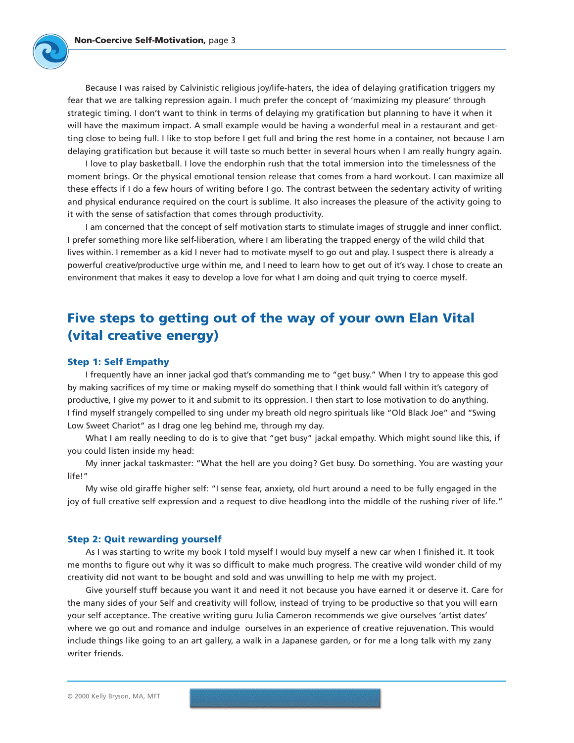Because I was raised by Calvinistic religious joy/life-haters, the idea of delaying gratification triggers my fear that we are talking repression again. I much prefer the concept of 'maximizing my pleasure' through strategic timing. I don't want to think in terms of delaying my gratification but planning to have it when it will have the maximum impact. A small example would be having a wonderful meal in a restaurant and getting close to being full. I like to stop before I get full and bring the rest home in a container, not because I am delaying gratification but because it will taste so much better in several hours when I am really hungry again.

I love to play basketball. I love the endorphin rush that the total immersion into the timelessness of the moment brings. Or the physical emotional tension release that comes from a hard workout. I can maximize all these effects if I do a few hours of writing before I go. The contrast between the sedentary activity of writing and physical endurance required on the court is sublime. It also increases the pleasure of the activity going to it with the sense of satisfaction that comes through productivity.

I am concerned that the concept of self motivation starts to stimulate images of struggle and inner conflict. I prefer something more like self-liberation, where I am liberating the trapped energy of the wild child that lives within. I remember as a kid I never had to motivate myself to go out and play. I suspect there is already a powerful creative/productive urge within me, and I need to learn how to get out of it's way. I chose to create an environment that makes it easy to develop a love for what I am doing and quit trying to coerce myself.

## Five steps to getting out of the way of your own Elan Vital (vital creative energy)

### Step 1: Self Empathy

I frequently have an inner jackal god that's commanding me to "get busy." When I try to appease this god by making sacrifices of my time or making myself do something that I think would fall within it's category of productive, I give my power to it and submit to its oppression. I then start to lose motivation to do anything. I find myself strangely compelled to sing under my breath old negro spirituals like "Old Black Joe" and "Swing Low Sweet Chariot" as I drag one leg behind me, through my day.

What I am really needing to do is to give that "get busy" jackal empathy. Which might sound like this, if you could listen inside my head:

My inner jackal taskmaster: "What the hell are you doing? Get busy. Do something. You are wasting your life!"

My wise old giraffe higher self: "I sense fear, anxiety, old hurt around a need to be fully engaged in the joy of full creative self expression and a request to dive headlong into the middle of the rushing river of life."

### Step 2: Quit rewarding yourself

As I was starting to write my book I told myself I would buy myself a new car when I finished it. It took me months to figure out why it was so difficult to make much progress. The creative wild wonder child of my creativity did not want to be bought and sold and was unwilling to help me with my project.

Give yourself stuff because you want it and need it not because you have earned it or deserve it. Care for the many sides of your Self and creativity will follow, instead of trying to be productive so that you will earn your self acceptance. The creative writing guru Julia Cameron recommends we give ourselves 'artist dates' where we go out and romance and indulge ourselves in an experience of creative rejuvenation. This would include things like going to an art gallery, a walk in a Japanese garden, or for me a long talk with my zany writer friends.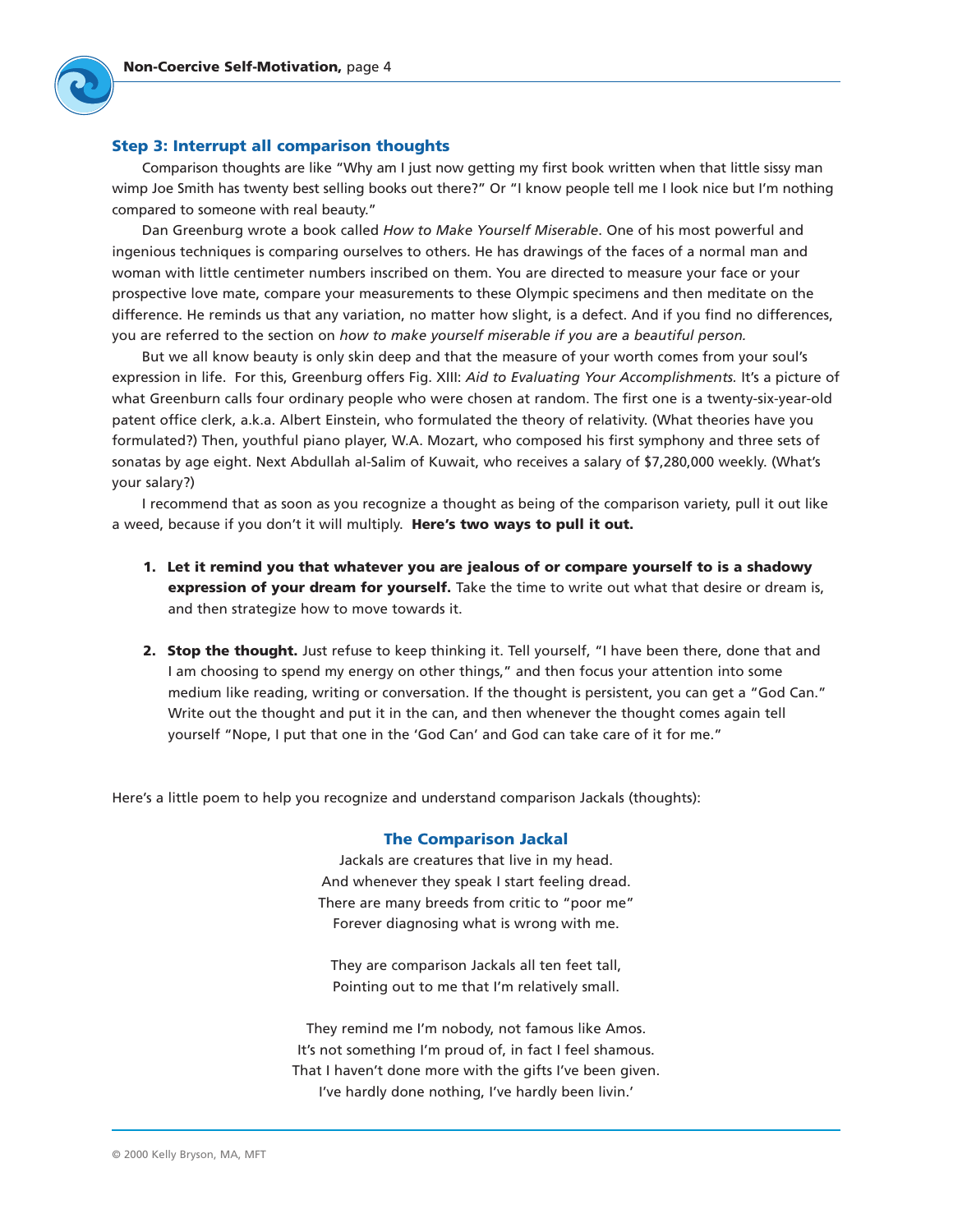### Step 3: Interrupt all comparison thoughts

Comparison thoughts are like "Why am I just now getting my first book written when that little sissy man wimp Joe Smith has twenty best selling books out there?" Or "I know people tell me I look nice but I'm nothing compared to someone with real beauty."

Dan Greenburg wrote a book called *How to Make Yourself Miserable*. One of his most powerful and ingenious techniques is comparing ourselves to others. He has drawings of the faces of a normal man and woman with little centimeter numbers inscribed on them. You are directed to measure your face or your prospective love mate, compare your measurements to these Olympic specimens and then meditate on the difference. He reminds us that any variation, no matter how slight, is a defect. And if you find no differences, you are referred to the section on *how to make yourself miserable if you are a beautiful person.*

But we all know beauty is only skin deep and that the measure of your worth comes from your soul's expression in life. For this, Greenburg offers Fig. XIII: *Aid to Evaluating Your Accomplishments.* It's a picture of what Greenburn calls four ordinary people who were chosen at random. The first one is a twenty-six-year-old patent office clerk, a.k.a. Albert Einstein, who formulated the theory of relativity. (What theories have you formulated?) Then, youthful piano player, W.A. Mozart, who composed his first symphony and three sets of sonatas by age eight. Next Abdullah al-Salim of Kuwait, who receives a salary of $7,280,000 weekly. (What's your salary?)

I recommend that as soon as you recognize a thought as being of the comparison variety, pull it out like a weed, because if you don't it will multiply. **Here's two ways to pull it out.**

1. **Let it remind you that whatever you are jealous of or compare yourself to is a shadowy expression of your dream for yourself.** Take the time to write out what that desire or dream is, and then strategize how to move towards it.

2. **Stop the thought.** Just refuse to keep thinking it. Tell yourself, "I have been there, done that and I am choosing to spend my energy on other things," and then focus your attention into some medium like reading, writing or conversation. If the thought is persistent, you can get a "God Can." Write out the thought and put it in the can, and then whenever the thought comes again tell yourself "Nope, I put that one in the 'God Can' and God can take care of it for me."

Here's a little poem to help you recognize and understand comparison Jackals (thoughts):

#### The Comparison Jackal

Jackals are creatures that live in my head.
And whenever they speak I start feeling dread.
There are many breeds from critic to "poor me"
Forever diagnosing what is wrong with me.

They are comparison Jackals all ten feet tall,
Pointing out to me that I'm relatively small.

They remind me I'm nobody, not famous like Amos.
It's not something I'm proud of, in fact I feel shamous.
That I haven't done more with the gifts I've been given.
I've hardly done nothing, I've hardly been livin.'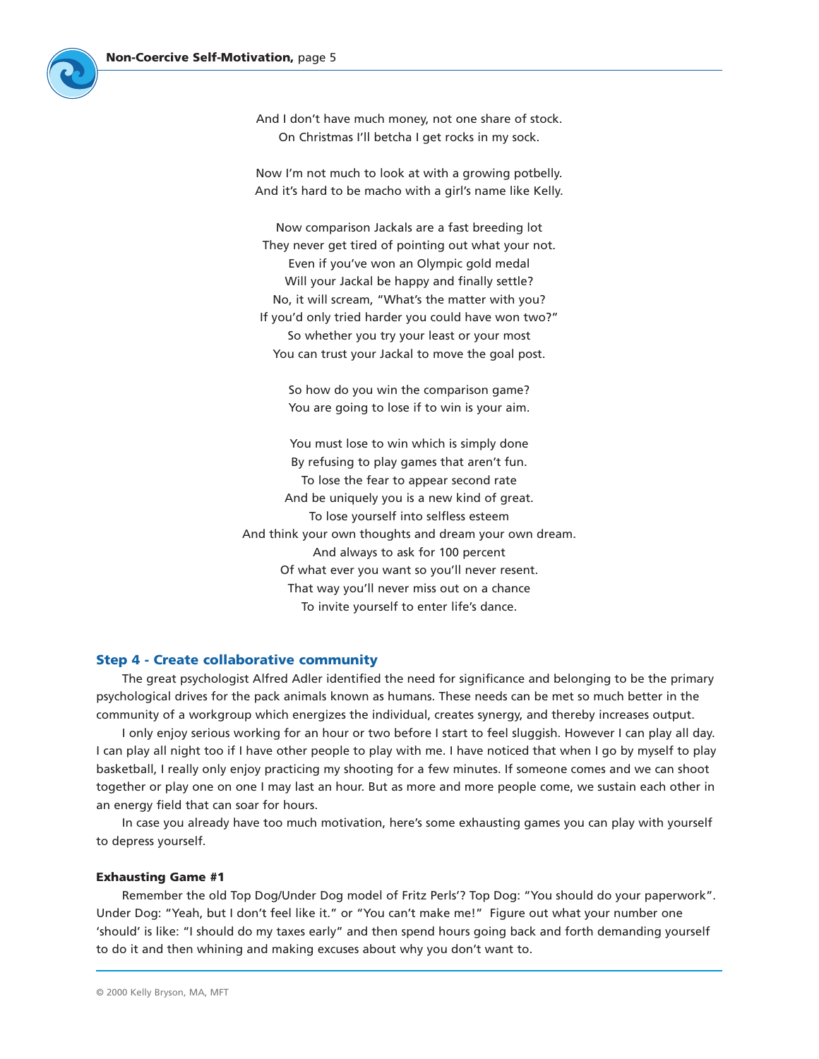And I don't have much money, not one share of stock.
On Christmas I'll betcha I get rocks in my sock.

Now I'm not much to look at with a growing potbelly.
And it's hard to be macho with a girl's name like Kelly.

Now comparison Jackals are a fast breeding lot
They never get tired of pointing out what your not.
Even if you've won an Olympic gold medal
Will your Jackal be happy and finally settle?
No, it will scream, "What's the matter with you?
If you'd only tried harder you could have won two?"
So whether you try your least or your most
You can trust your Jackal to move the goal post.

So how do you win the comparison game?
You are going to lose if to win is your aim.

You must lose to win which is simply done
By refusing to play games that aren't fun.
To lose the fear to appear second rate
And be uniquely you is a new kind of great.
To lose yourself into selfless esteem
And think your own thoughts and dream your own dream.
And always to ask for 100 percent
Of what ever you want so you'll never resent.
That way you'll never miss out on a chance
To invite yourself to enter life's dance.

## Step 4 - Create collaborative community

The great psychologist Alfred Adler identified the need for significance and belonging to be the primary psychological drives for the pack animals known as humans. These needs can be met so much better in the community of a workgroup which energizes the individual, creates synergy, and thereby increases output.

I only enjoy serious working for an hour or two before I start to feel sluggish. However I can play all day. I can play all night too if I have other people to play with me. I have noticed that when I go by myself to play basketball, I really only enjoy practicing my shooting for a few minutes. If someone comes and we can shoot together or play one on one I may last an hour. But as more and more people come, we sustain each other in an energy field that can soar for hours.

In case you already have too much motivation, here's some exhausting games you can play with yourself to depress yourself.

### Exhausting Game #1

Remember the old Top Dog/Under Dog model of Fritz Perls'? Top Dog: "You should do your paperwork". Under Dog: "Yeah, but I don't feel like it." or "You can't make me!" Figure out what your number one 'should' is like: "I should do my taxes early" and then spend hours going back and forth demanding yourself to do it and then whining and making excuses about why you don't want to.

© 2000 Kelly Bryson, MA, MFT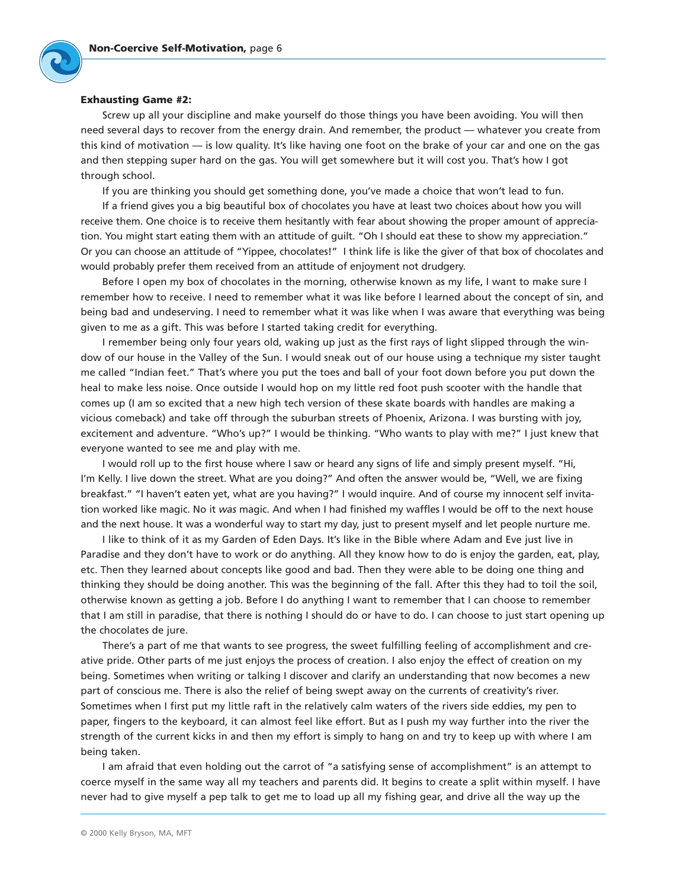**Exhausting Game #2:**

Screw up all your discipline and make yourself do those things you have been avoiding. You will then need several days to recover from the energy drain. And remember, the product — whatever you create from this kind of motivation — is low quality. It's like having one foot on the brake of your car and one on the gas and then stepping super hard on the gas. You will get somewhere but it will cost you. That's how I got through school.

If you are thinking you should get something done, you've made a choice that won't lead to fun.

If a friend gives you a big beautiful box of chocolates you have at least two choices about how you will receive them. One choice is to receive them hesitantly with fear about showing the proper amount of appreciation. You might start eating them with an attitude of guilt. "Oh I should eat these to show my appreciation." Or you can choose an attitude of "Yippee, chocolates!" I think life is like the giver of that box of chocolates and would probably prefer them received from an attitude of enjoyment not drudgery.

Before I open my box of chocolates in the morning, otherwise known as my life, I want to make sure I remember how to receive. I need to remember what it was like before I learned about the concept of sin, and being bad and undeserving. I need to remember what it was like when I was aware that everything was being given to me as a gift. This was before I started taking credit for everything.

I remember being only four years old, waking up just as the first rays of light slipped through the window of our house in the Valley of the Sun. I would sneak out of our house using a technique my sister taught me called "Indian feet." That's where you put the toes and ball of your foot down before you put down the heal to make less noise. Once outside I would hop on my little red foot push scooter with the handle that comes up (I am so excited that a new high tech version of these skate boards with handles are making a vicious comeback) and take off through the suburban streets of Phoenix, Arizona. I was bursting with joy, excitement and adventure. "Who's up?" I would be thinking. "Who wants to play with me?" I just knew that everyone wanted to see me and play with me.

I would roll up to the first house where I saw or heard any signs of life and simply present myself. "Hi, I'm Kelly. I live down the street. What are you doing?" And often the answer would be, "Well, we are fixing breakfast." "I haven't eaten yet, what are you having?" I would inquire. And of course my innocent self invitation worked like magic. No it *was* magic. And when I had finished my waffles I would be off to the next house and the next house. It was a wonderful way to start my day, just to present myself and let people nurture me.

I like to think of it as my Garden of Eden Days. It's like in the Bible where Adam and Eve just live in Paradise and they don't have to work or do anything. All they know how to do is enjoy the garden, eat, play, etc. Then they learned about concepts like good and bad. Then they were able to be doing one thing and thinking they should be doing another. This was the beginning of the fall. After this they had to toil the soil, otherwise known as getting a job. Before I do anything I want to remember that I can choose to remember that I am still in paradise, that there is nothing I should do or have to do. I can choose to just start opening up the chocolates de jure.

There's a part of me that wants to see progress, the sweet fulfilling feeling of accomplishment and creative pride. Other parts of me just enjoys the process of creation. I also enjoy the effect of creation on my being. Sometimes when writing or talking I discover and clarify an understanding that now becomes a new part of conscious me. There is also the relief of being swept away on the currents of creativity's river. Sometimes when I first put my little raft in the relatively calm waters of the rivers side eddies, my pen to paper, fingers to the keyboard, it can almost feel like effort. But as I push my way further into the river the strength of the current kicks in and then my effort is simply to hang on and try to keep up with where I am being taken.

I am afraid that even holding out the carrot of "a satisfying sense of accomplishment" is an attempt to coerce myself in the same way all my teachers and parents did. It begins to create a split within myself. I have never had to give myself a pep talk to get me to load up all my fishing gear, and drive all the way up the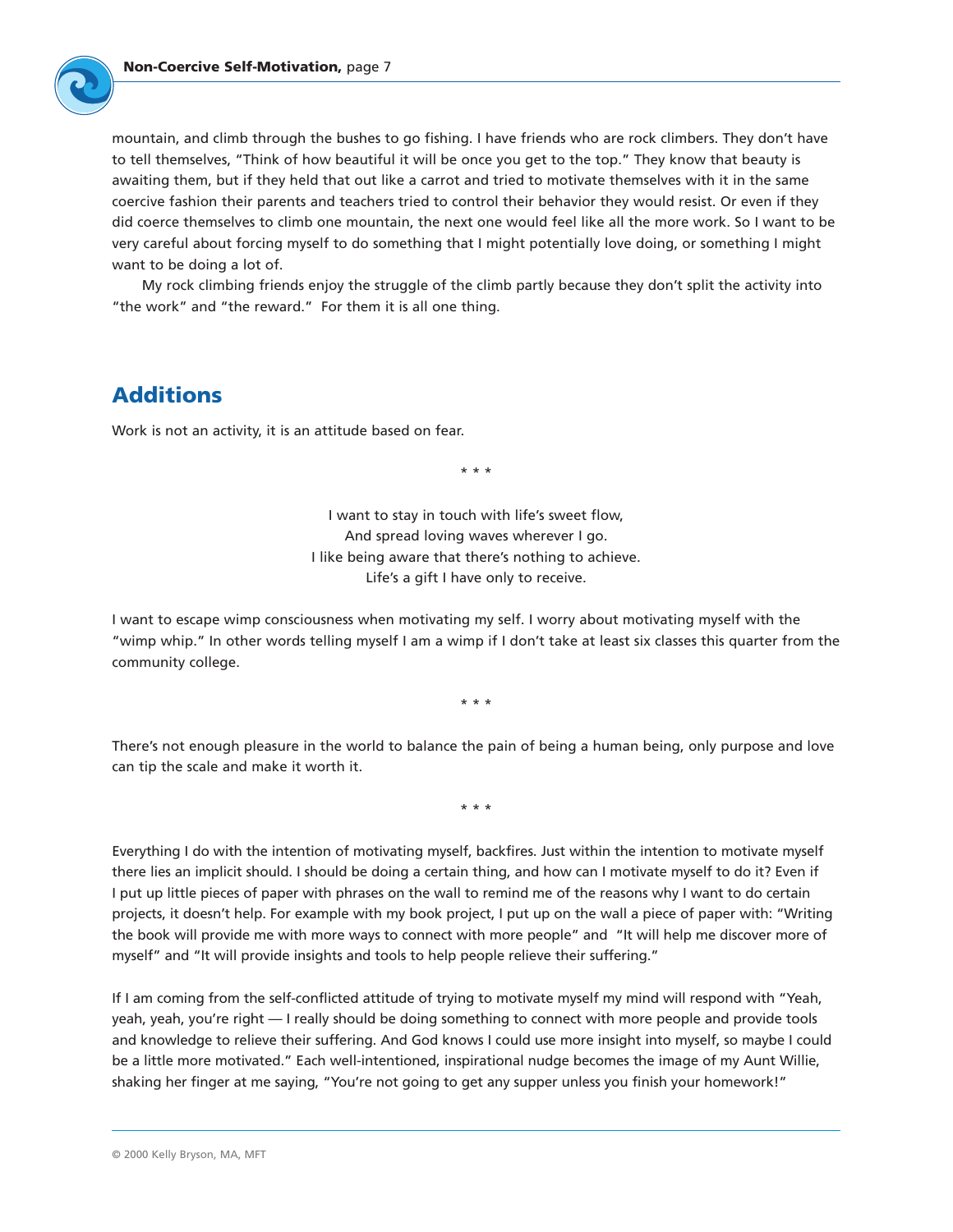mountain, and climb through the bushes to go fishing. I have friends who are rock climbers. They don't have to tell themselves, "Think of how beautiful it will be once you get to the top." They know that beauty is awaiting them, but if they held that out like a carrot and tried to motivate themselves with it in the same coercive fashion their parents and teachers tried to control their behavior they would resist. Or even if they did coerce themselves to climb one mountain, the next one would feel like all the more work. So I want to be very careful about forcing myself to do something that I might potentially love doing, or something I might want to be doing a lot of.

My rock climbing friends enjoy the struggle of the climb partly because they don't split the activity into "the work" and "the reward." For them it is all one thing.

## Additions

Work is not an activity, it is an attitude based on fear.

\* \* \*

I want to stay in touch with life's sweet flow,  
And spread loving waves wherever I go.  
I like being aware that there's nothing to achieve.  
Life's a gift I have only to receive.

I want to escape wimp consciousness when motivating my self. I worry about motivating myself with the "wimp whip." In other words telling myself I am a wimp if I don't take at least six classes this quarter from the community college.

\* \* \*

There's not enough pleasure in the world to balance the pain of being a human being, only purpose and love can tip the scale and make it worth it.

\* \* \*

Everything I do with the intention of motivating myself, backfires. Just within the intention to motivate myself there lies an implicit should. I should be doing a certain thing, and how can I motivate myself to do it? Even if I put up little pieces of paper with phrases on the wall to remind me of the reasons why I want to do certain projects, it doesn't help. For example with my book project, I put up on the wall a piece of paper with: "Writing the book will provide me with more ways to connect with more people" and "It will help me discover more of myself" and "It will provide insights and tools to help people relieve their suffering."

If I am coming from the self-conflicted attitude of trying to motivate myself my mind will respond with "Yeah, yeah, yeah, you're right — I really should be doing something to connect with more people and provide tools and knowledge to relieve their suffering. And God knows I could use more insight into myself, so maybe I could be a little more motivated." Each well-intentioned, inspirational nudge becomes the image of my Aunt Willie, shaking her finger at me saying, "You're not going to get any supper unless you finish your homework!"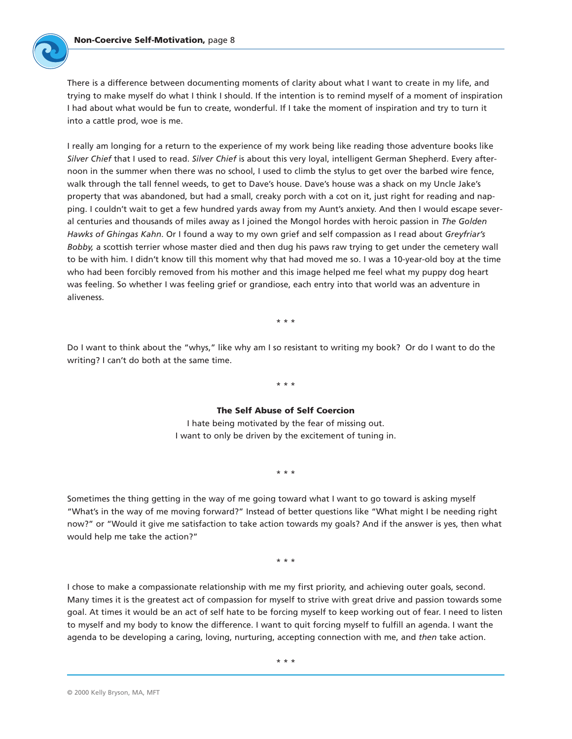There is a difference between documenting moments of clarity about what I want to create in my life, and trying to make myself do what I think I should. If the intention is to remind myself of a moment of inspiration I had about what would be fun to create, wonderful. If I take the moment of inspiration and try to turn it into a cattle prod, woe is me.

I really am longing for a return to the experience of my work being like reading those adventure books like *Silver Chief* that I used to read. *Silver Chief* is about this very loyal, intelligent German Shepherd. Every afternoon in the summer when there was no school, I used to climb the stylus to get over the barbed wire fence, walk through the tall fennel weeds, to get to Dave's house. Dave's house was a shack on my Uncle Jake's property that was abandoned, but had a small, creaky porch with a cot on it, just right for reading and napping. I couldn't wait to get a few hundred yards away from my Aunt's anxiety. And then I would escape several centuries and thousands of miles away as I joined the Mongol hordes with heroic passion in *The Golden Hawks of Ghingas Kahn*. Or I found a way to my own grief and self compassion as I read about *Greyfriar's Bobby,* a scottish terrier whose master died and then dug his paws raw trying to get under the cemetery wall to be with him. I didn't know till this moment why that had moved me so. I was a 10-year-old boy at the time who had been forcibly removed from his mother and this image helped me feel what my puppy dog heart was feeling. So whether I was feeling grief or grandiose, each entry into that world was an adventure in aliveness.

\* \* \*

Do I want to think about the "whys," like why am I so resistant to writing my book? Or do I want to do the writing? I can't do both at the same time.

\* \* \*

**The Self Abuse of Self Coercion**

I hate being motivated by the fear of missing out.
I want to only be driven by the excitement of tuning in.

\* \* \*

Sometimes the thing getting in the way of me going toward what I want to go toward is asking myself "What's in the way of me moving forward?" Instead of better questions like "What might I be needing right now?" or "Would it give me satisfaction to take action towards my goals? And if the answer is yes, then what would help me take the action?"

\* \* \*

I chose to make a compassionate relationship with me my first priority, and achieving outer goals, second. Many times it is the greatest act of compassion for myself to strive with great drive and passion towards some goal. At times it would be an act of self hate to be forcing myself to keep working out of fear. I need to listen to myself and my body to know the difference. I want to quit forcing myself to fulfill an agenda. I want the agenda to be developing a caring, loving, nurturing, accepting connection with me, and *then* take action.

\* \* \*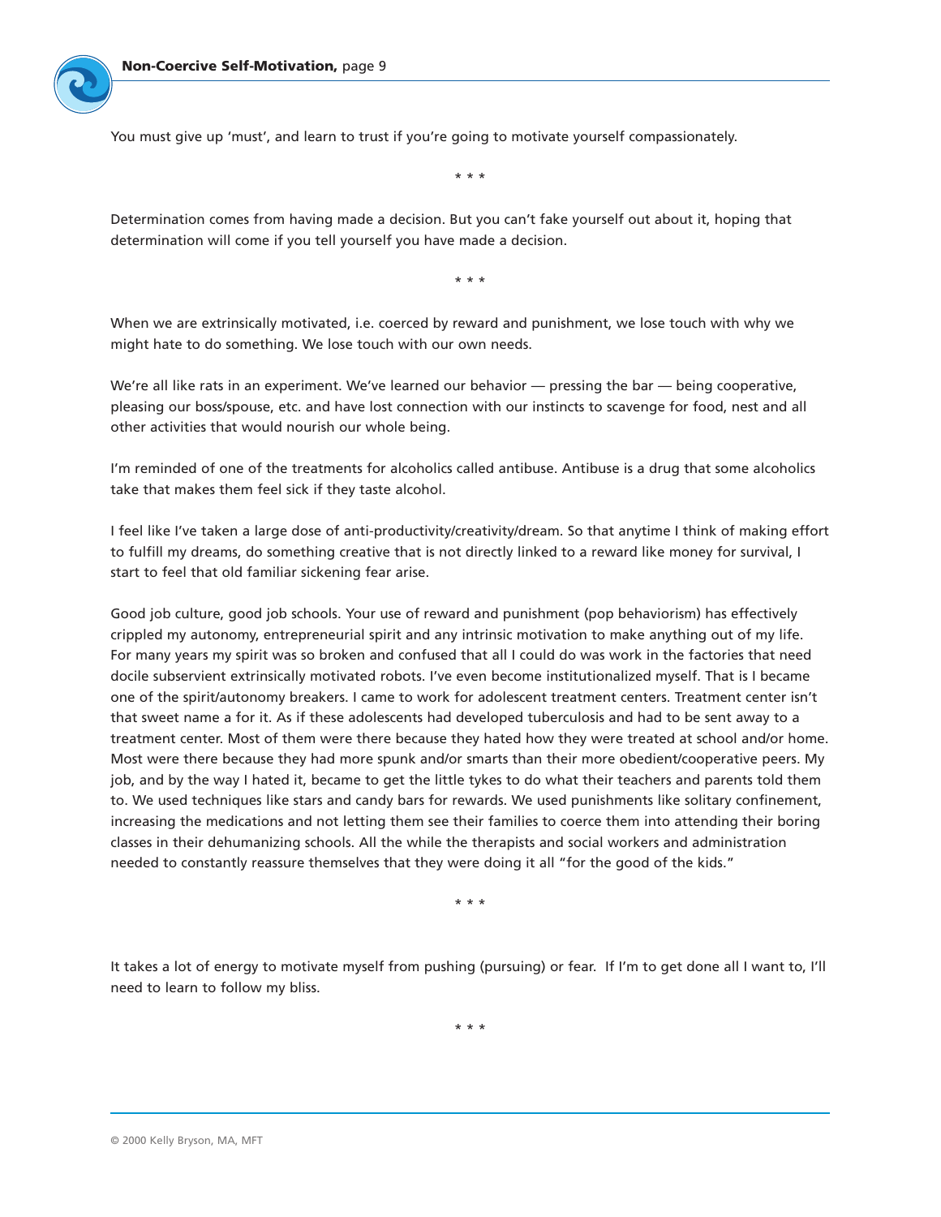You must give up 'must', and learn to trust if you're going to motivate yourself compassionately.

* * *

Determination comes from having made a decision. But you can't fake yourself out about it, hoping that determination will come if you tell yourself you have made a decision.

* * *

When we are extrinsically motivated, i.e. coerced by reward and punishment, we lose touch with why we might hate to do something. We lose touch with our own needs.

We're all like rats in an experiment. We've learned our behavior — pressing the bar — being cooperative, pleasing our boss/spouse, etc. and have lost connection with our instincts to scavenge for food, nest and all other activities that would nourish our whole being.

I'm reminded of one of the treatments for alcoholics called antibuse. Antibuse is a drug that some alcoholics take that makes them feel sick if they taste alcohol.

I feel like I've taken a large dose of anti-productivity/creativity/dream. So that anytime I think of making effort to fulfill my dreams, do something creative that is not directly linked to a reward like money for survival, I start to feel that old familiar sickening fear arise.

Good job culture, good job schools. Your use of reward and punishment (pop behaviorism) has effectively crippled my autonomy, entrepreneurial spirit and any intrinsic motivation to make anything out of my life. For many years my spirit was so broken and confused that all I could do was work in the factories that need docile subservient extrinsically motivated robots. I've even become institutionalized myself. That is I became one of the spirit/autonomy breakers. I came to work for adolescent treatment centers. Treatment center isn't that sweet name a for it. As if these adolescents had developed tuberculosis and had to be sent away to a treatment center. Most of them were there because they hated how they were treated at school and/or home. Most were there because they had more spunk and/or smarts than their more obedient/cooperative peers. My job, and by the way I hated it, became to get the little tykes to do what their teachers and parents told them to. We used techniques like stars and candy bars for rewards. We used punishments like solitary confinement, increasing the medications and not letting them see their families to coerce them into attending their boring classes in their dehumanizing schools. All the while the therapists and social workers and administration needed to constantly reassure themselves that they were doing it all "for the good of the kids."

* * *

It takes a lot of energy to motivate myself from pushing (pursuing) or fear. If I'm to get done all I want to, I'll need to learn to follow my bliss.

* * *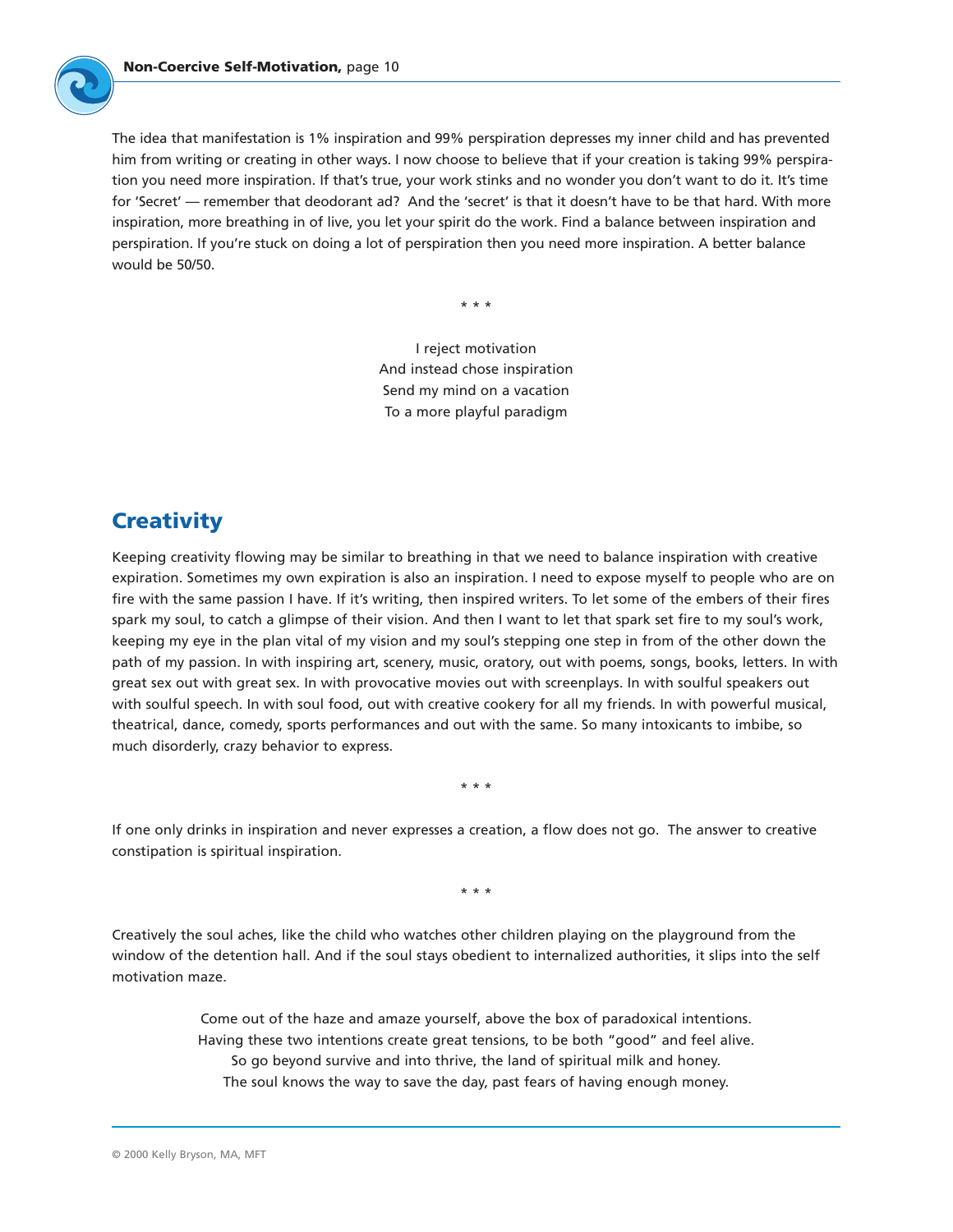The idea that manifestation is 1% inspiration and 99% perspiration depresses my inner child and has prevented him from writing or creating in other ways. I now choose to believe that if your creation is taking 99% perspiration you need more inspiration. If that's true, your work stinks and no wonder you don't want to do it. It's time for 'Secret' — remember that deodorant ad? And the 'secret' is that it doesn't have to be that hard. With more inspiration, more breathing in of live, you let your spirit do the work. Find a balance between inspiration and perspiration. If you're stuck on doing a lot of perspiration then you need more inspiration. A better balance would be 50/50.

* * *

I reject motivation  
And instead chose inspiration  
Send my mind on a vacation  
To a more playful paradigm

## Creativity

Keeping creativity flowing may be similar to breathing in that we need to balance inspiration with creative expiration. Sometimes my own expiration is also an inspiration. I need to expose myself to people who are on fire with the same passion I have. If it's writing, then inspired writers. To let some of the embers of their fires spark my soul, to catch a glimpse of their vision. And then I want to let that spark set fire to my soul's work, keeping my eye in the plan vital of my vision and my soul's stepping one step in from of the other down the path of my passion. In with inspiring art, scenery, music, oratory, out with poems, songs, books, letters. In with great sex out with great sex. In with provocative movies out with screenplays. In with soulful speakers out with soulful speech. In with soul food, out with creative cookery for all my friends. In with powerful musical, theatrical, dance, comedy, sports performances and out with the same. So many intoxicants to imbibe, so much disorderly, crazy behavior to express.

* * *

If one only drinks in inspiration and never expresses a creation, a flow does not go. The answer to creative constipation is spiritual inspiration.

* * *

Creatively the soul aches, like the child who watches other children playing on the playground from the window of the detention hall. And if the soul stays obedient to internalized authorities, it slips into the self motivation maze.

Come out of the haze and amaze yourself, above the box of paradoxical intentions.  
Having these two intentions create great tensions, to be both "good" and feel alive.  
So go beyond survive and into thrive, the land of spiritual milk and honey.  
The soul knows the way to save the day, past fears of having enough money.

© 2000 Kelly Bryson, MA, MFT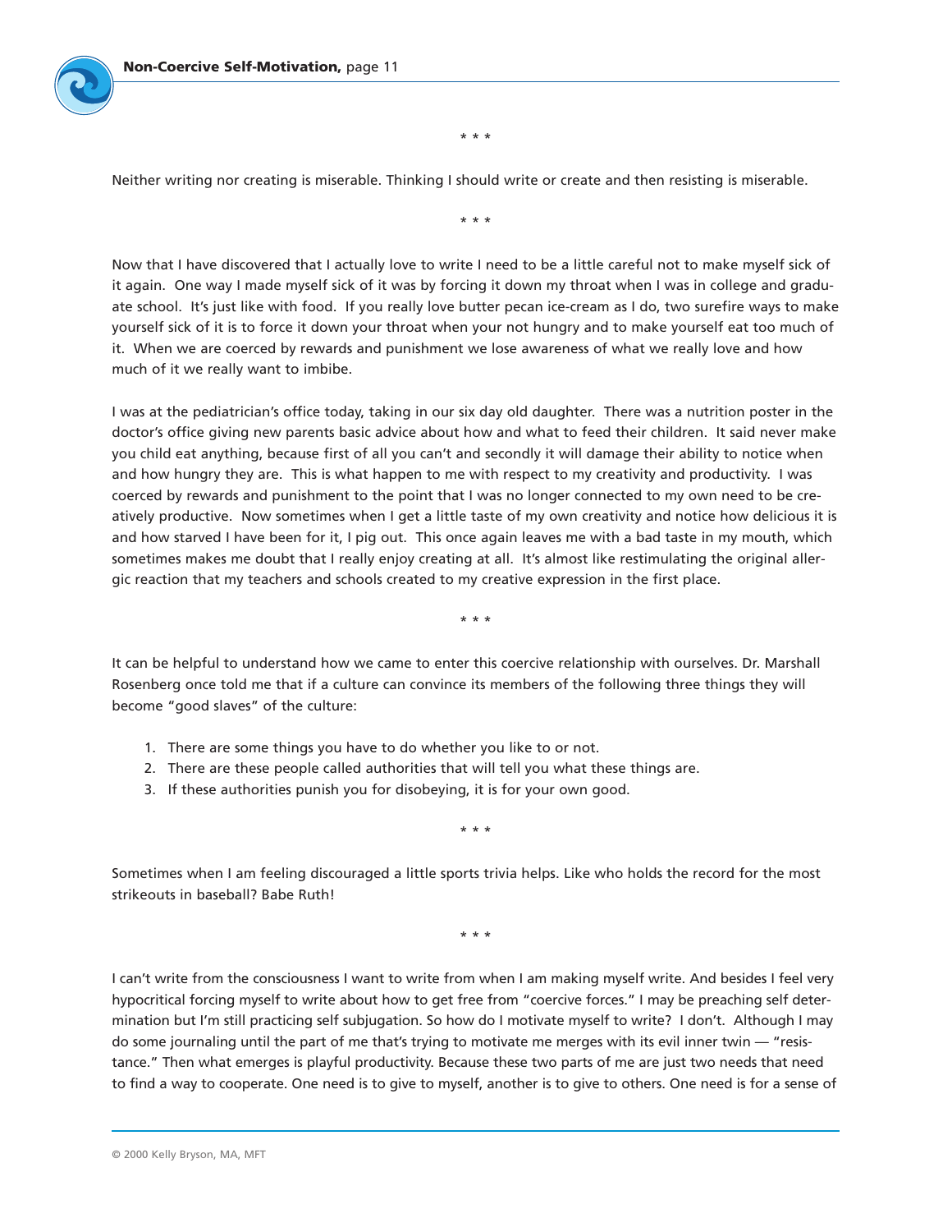\* \* \*

Neither writing nor creating is miserable. Thinking I should write or create and then resisting is miserable.

\* \* \*

Now that I have discovered that I actually love to write I need to be a little careful not to make myself sick of it again. One way I made myself sick of it was by forcing it down my throat when I was in college and graduate school. It's just like with food. If you really love butter pecan ice-cream as I do, two surefire ways to make yourself sick of it is to force it down your throat when your not hungry and to make yourself eat too much of it. When we are coerced by rewards and punishment we lose awareness of what we really love and how much of it we really want to imbibe.

I was at the pediatrician's office today, taking in our six day old daughter. There was a nutrition poster in the doctor's office giving new parents basic advice about how and what to feed their children. It said never make you child eat anything, because first of all you can't and secondly it will damage their ability to notice when and how hungry they are. This is what happen to me with respect to my creativity and productivity. I was coerced by rewards and punishment to the point that I was no longer connected to my own need to be creatively productive. Now sometimes when I get a little taste of my own creativity and notice how delicious it is and how starved I have been for it, I pig out. This once again leaves me with a bad taste in my mouth, which sometimes makes me doubt that I really enjoy creating at all. It's almost like restimulating the original allergic reaction that my teachers and schools created to my creative expression in the first place.

\* \* \*

It can be helpful to understand how we came to enter this coercive relationship with ourselves. Dr. Marshall Rosenberg once told me that if a culture can convince its members of the following three things they will become "good slaves" of the culture:

1. There are some things you have to do whether you like to or not.
2. There are these people called authorities that will tell you what these things are.
3. If these authorities punish you for disobeying, it is for your own good.

\* \* \*

Sometimes when I am feeling discouraged a little sports trivia helps. Like who holds the record for the most strikeouts in baseball? Babe Ruth!

\* \* \*

I can't write from the consciousness I want to write from when I am making myself write. And besides I feel very hypocritical forcing myself to write about how to get free from "coercive forces." I may be preaching self determination but I'm still practicing self subjugation. So how do I motivate myself to write? I don't. Although I may do some journaling until the part of me that's trying to motivate me merges with its evil inner twin — "resistance." Then what emerges is playful productivity. Because these two parts of me are just two needs that need to find a way to cooperate. One need is to give to myself, another is to give to others. One need is for a sense of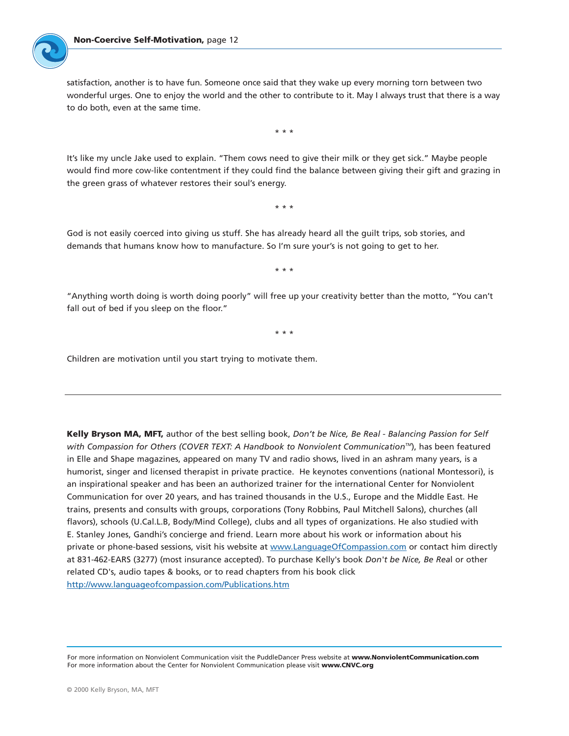satisfaction, another is to have fun. Someone once said that they wake up every morning torn between two wonderful urges. One to enjoy the world and the other to contribute to it. May I always trust that there is a way to do both, even at the same time.

\* \* \*

It's like my uncle Jake used to explain. "Them cows need to give their milk or they get sick." Maybe people would find more cow-like contentment if they could find the balance between giving their gift and grazing in the green grass of whatever restores their soul's energy.

\* \* \*

God is not easily coerced into giving us stuff. She has already heard all the guilt trips, sob stories, and demands that humans know how to manufacture. So I'm sure your's is not going to get to her.

\* \* \*

"Anything worth doing is worth doing poorly" will free up your creativity better than the motto, "You can't fall out of bed if you sleep on the floor."

\* \* \*

Children are motivation until you start trying to motivate them.

---

**Kelly Bryson MA, MFT,** author of the best selling book, *Don't be Nice, Be Real - Balancing Passion for Self with Compassion for Others (COVER TEXT: A Handbook to Nonviolent Communication™)*, has been featured in Elle and Shape magazines, appeared on many TV and radio shows, lived in an ashram many years, is a humorist, singer and licensed therapist in private practice. He keynotes conventions (national Montessori), is an inspirational speaker and has been an authorized trainer for the international Center for Nonviolent Communication for over 20 years, and has trained thousands in the U.S., Europe and the Middle East. He trains, presents and consults with groups, corporations (Tony Robbins, Paul Mitchell Salons), churches (all flavors), schools (U.Cal.L.B, Body/Mind College), clubs and all types of organizations. He also studied with E. Stanley Jones, Gandhi's concierge and friend. Learn more about his work or information about his private or phone-based sessions, visit his website at www.LanguageOfCompassion.com or contact him directly at 831-462-EARS (3277) (most insurance accepted). To purchase Kelly's book *Don't be Nice, Be Real* or other related CD's, audio tapes & books, or to read chapters from his book click http://www.languageofcompassion.com/Publications.htm

For more information on Nonviolent Communication visit the PuddleDancer Press website at **www.NonviolentCommunication.com**
For more information about the Center for Nonviolent Communication please visit **www.CNVC.org**

© 2000 Kelly Bryson, MA, MFT